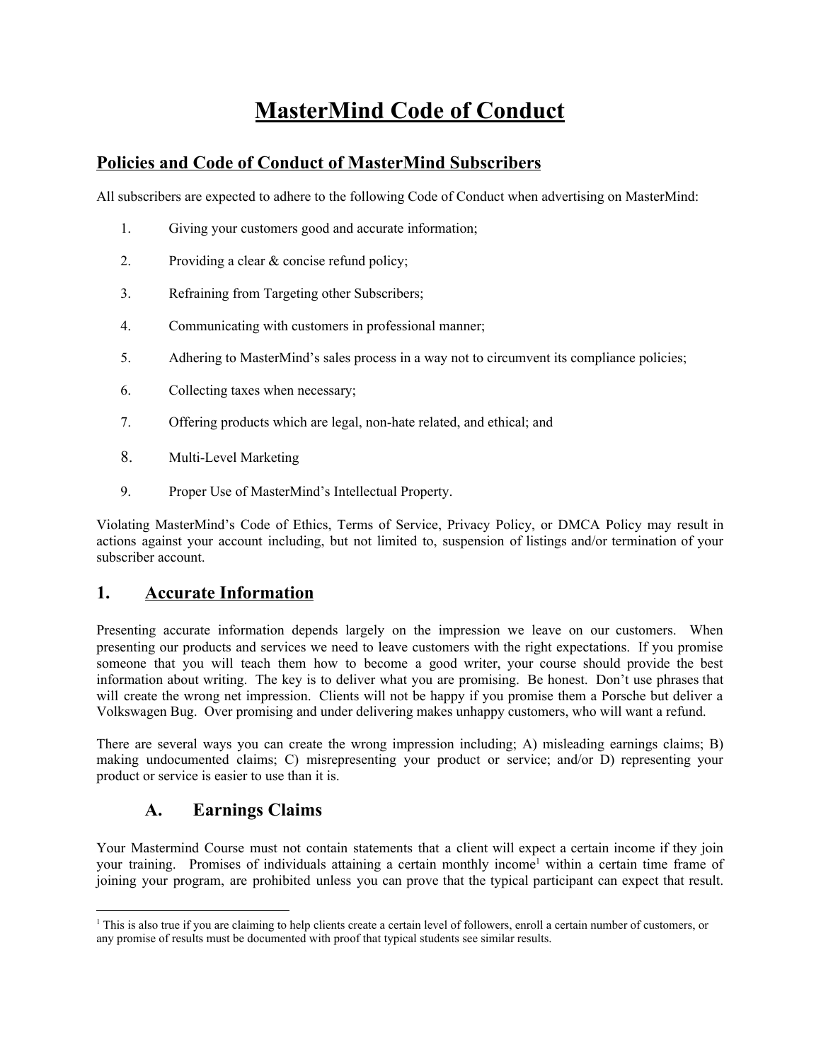# MasterMind Code of Conduct

## Policies and Code of Conduct of MasterMind Subscribers

All subscribers are expected to adhere to the following Code of Conduct when advertising on MasterMind:

1. Giving your customers good and accurate information;
2. Providing a clear & concise refund policy;
3. Refraining from Targeting other Subscribers;
4. Communicating with customers in professional manner;
5. Adhering to MasterMind's sales process in a way not to circumvent its compliance policies;
6. Collecting taxes when necessary;
7. Offering products which are legal, non-hate related, and ethical; and
8. Multi-Level Marketing
9. Proper Use of MasterMind's Intellectual Property.

Violating MasterMind's Code of Ethics, Terms of Service, Privacy Policy, or DMCA Policy may result in actions against your account including, but not limited to, suspension of listings and/or termination of your subscriber account.

## 1. Accurate Information

Presenting accurate information depends largely on the impression we leave on our customers. When presenting our products and services we need to leave customers with the right expectations. If you promise someone that you will teach them how to become a good writer, your course should provide the best information about writing. The key is to deliver what you are promising. Be honest. Don't use phrases that will create the wrong net impression. Clients will not be happy if you promise them a Porsche but deliver a Volkswagen Bug. Over promising and under delivering makes unhappy customers, who will want a refund.

There are several ways you can create the wrong impression including; A) misleading earnings claims; B) making undocumented claims; C) misrepresenting your product or service; and/or D) representing your product or service is easier to use than it is.

### A. Earnings Claims

Your Mastermind Course must not contain statements that a client will expect a certain income if they join your training. Promises of individuals attaining a certain monthly income[1] within a certain time frame of joining your program, are prohibited unless you can prove that the typical participant can expect that result.

[1] This is also true if you are claiming to help clients create a certain level of followers, enroll a certain number of customers, or any promise of results must be documented with proof that typical students see similar results.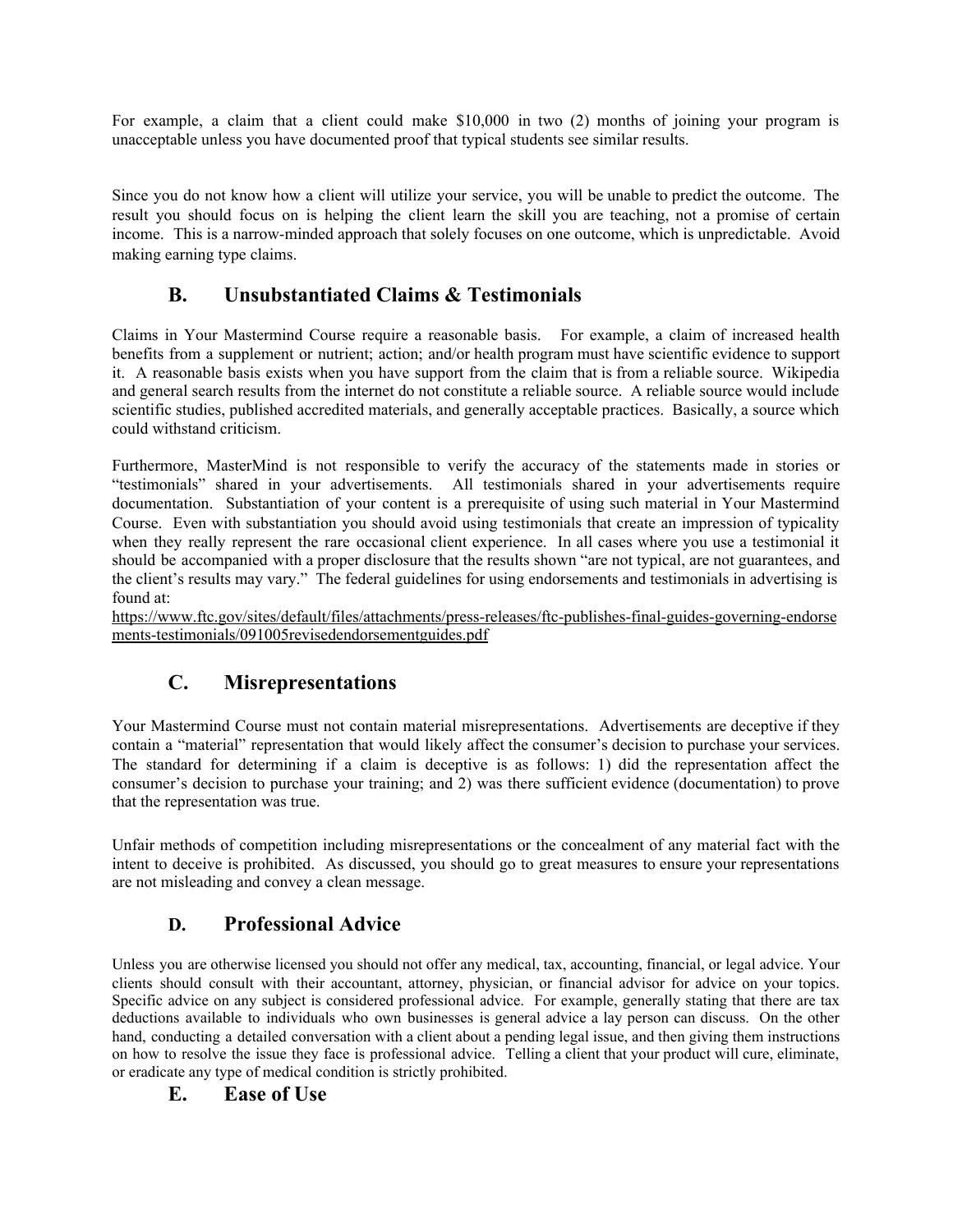For example, a claim that a client could make $10,000 in two (2) months of joining your program is unacceptable unless you have documented proof that typical students see similar results.

Since you do not know how a client will utilize your service, you will be unable to predict the outcome. The result you should focus on is helping the client learn the skill you are teaching, not a promise of certain income. This is a narrow-minded approach that solely focuses on one outcome, which is unpredictable. Avoid making earning type claims.

## B. Unsubstantiated Claims & Testimonials

Claims in Your Mastermind Course require a reasonable basis. For example, a claim of increased health benefits from a supplement or nutrient; action; and/or health program must have scientific evidence to support it. A reasonable basis exists when you have support from the claim that is from a reliable source. Wikipedia and general search results from the internet do not constitute a reliable source. A reliable source would include scientific studies, published accredited materials, and generally acceptable practices. Basically, a source which could withstand criticism.

Furthermore, MasterMind is not responsible to verify the accuracy of the statements made in stories or "testimonials" shared in your advertisements. All testimonials shared in your advertisements require documentation. Substantiation of your content is a prerequisite of using such material in Your Mastermind Course. Even with substantiation you should avoid using testimonials that create an impression of typicality when they really represent the rare occasional client experience. In all cases where you use a testimonial it should be accompanied with a proper disclosure that the results shown "are not typical, are not guarantees, and the client's results may vary." The federal guidelines for using endorsements and testimonials in advertising is found at:
https://www.ftc.gov/sites/default/files/attachments/press-releases/ftc-publishes-final-guides-governing-endorsements-testimonials/091005revisedendorsementguides.pdf

## C. Misrepresentations

Your Mastermind Course must not contain material misrepresentations. Advertisements are deceptive if they contain a "material" representation that would likely affect the consumer's decision to purchase your services. The standard for determining if a claim is deceptive is as follows: 1) did the representation affect the consumer's decision to purchase your training; and 2) was there sufficient evidence (documentation) to prove that the representation was true.

Unfair methods of competition including misrepresentations or the concealment of any material fact with the intent to deceive is prohibited. As discussed, you should go to great measures to ensure your representations are not misleading and convey a clean message.

## D. Professional Advice

Unless you are otherwise licensed you should not offer any medical, tax, accounting, financial, or legal advice. Your clients should consult with their accountant, attorney, physician, or financial advisor for advice on your topics. Specific advice on any subject is considered professional advice. For example, generally stating that there are tax deductions available to individuals who own businesses is general advice a lay person can discuss. On the other hand, conducting a detailed conversation with a client about a pending legal issue, and then giving them instructions on how to resolve the issue they face is professional advice. Telling a client that your product will cure, eliminate, or eradicate any type of medical condition is strictly prohibited.

## E. Ease of Use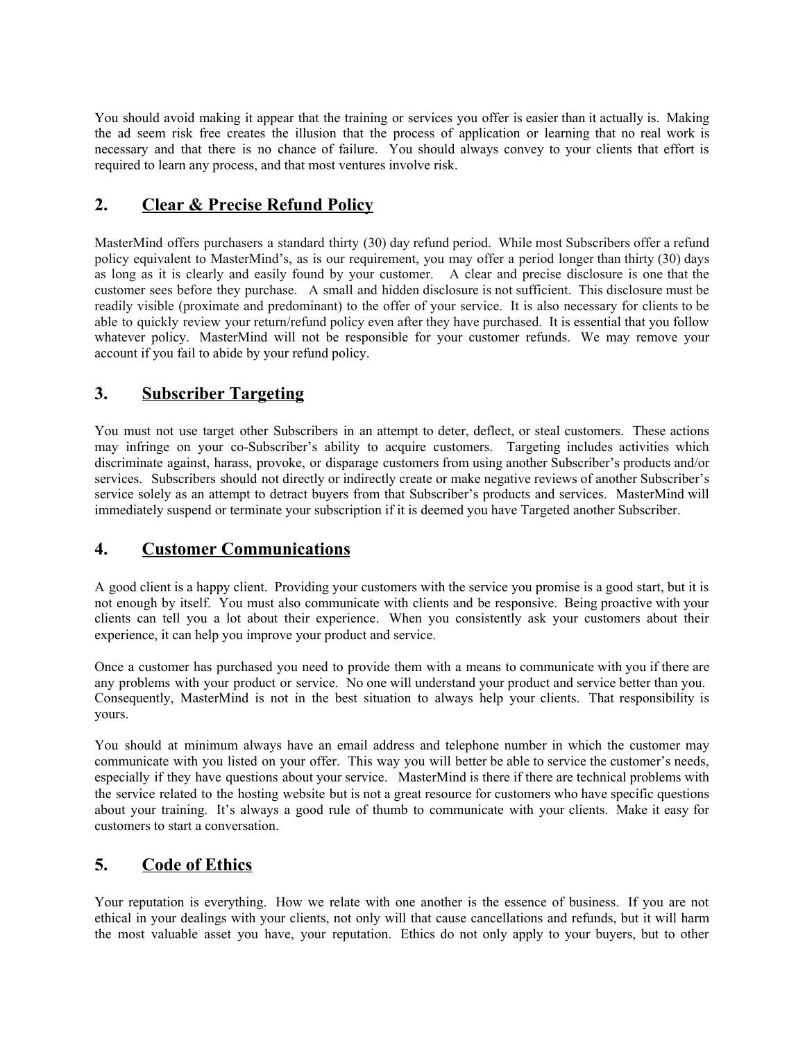You should avoid making it appear that the training or services you offer is easier than it actually is. Making the ad seem risk free creates the illusion that the process of application or learning that no real work is necessary and that there is no chance of failure. You should always convey to your clients that effort is required to learn any process, and that most ventures involve risk.

## 2. Clear & Precise Refund Policy

MasterMind offers purchasers a standard thirty (30) day refund period. While most Subscribers offer a refund policy equivalent to MasterMind's, as is our requirement, you may offer a period longer than thirty (30) days as long as it is clearly and easily found by your customer. A clear and precise disclosure is one that the customer sees before they purchase. A small and hidden disclosure is not sufficient. This disclosure must be readily visible (proximate and predominant) to the offer of your service. It is also necessary for clients to be able to quickly review your return/refund policy even after they have purchased. It is essential that you follow whatever policy. MasterMind will not be responsible for your customer refunds. We may remove your account if you fail to abide by your refund policy.

## 3. Subscriber Targeting

You must not use target other Subscribers in an attempt to deter, deflect, or steal customers. These actions may infringe on your co-Subscriber's ability to acquire customers. Targeting includes activities which discriminate against, harass, provoke, or disparage customers from using another Subscriber's products and/or services. Subscribers should not directly or indirectly create or make negative reviews of another Subscriber's service solely as an attempt to detract buyers from that Subscriber's products and services. MasterMind will immediately suspend or terminate your subscription if it is deemed you have Targeted another Subscriber.

## 4. Customer Communications

A good client is a happy client. Providing your customers with the service you promise is a good start, but it is not enough by itself. You must also communicate with clients and be responsive. Being proactive with your clients can tell you a lot about their experience. When you consistently ask your customers about their experience, it can help you improve your product and service.

Once a customer has purchased you need to provide them with a means to communicate with you if there are any problems with your product or service. No one will understand your product and service better than you. Consequently, MasterMind is not in the best situation to always help your clients. That responsibility is yours.

You should at minimum always have an email address and telephone number in which the customer may communicate with you listed on your offer. This way you will better be able to service the customer's needs, especially if they have questions about your service. MasterMind is there if there are technical problems with the service related to the hosting website but is not a great resource for customers who have specific questions about your training. It's always a good rule of thumb to communicate with your clients. Make it easy for customers to start a conversation.

## 5. Code of Ethics

Your reputation is everything. How we relate with one another is the essence of business. If you are not ethical in your dealings with your clients, not only will that cause cancellations and refunds, but it will harm the most valuable asset you have, your reputation. Ethics do not only apply to your buyers, but to other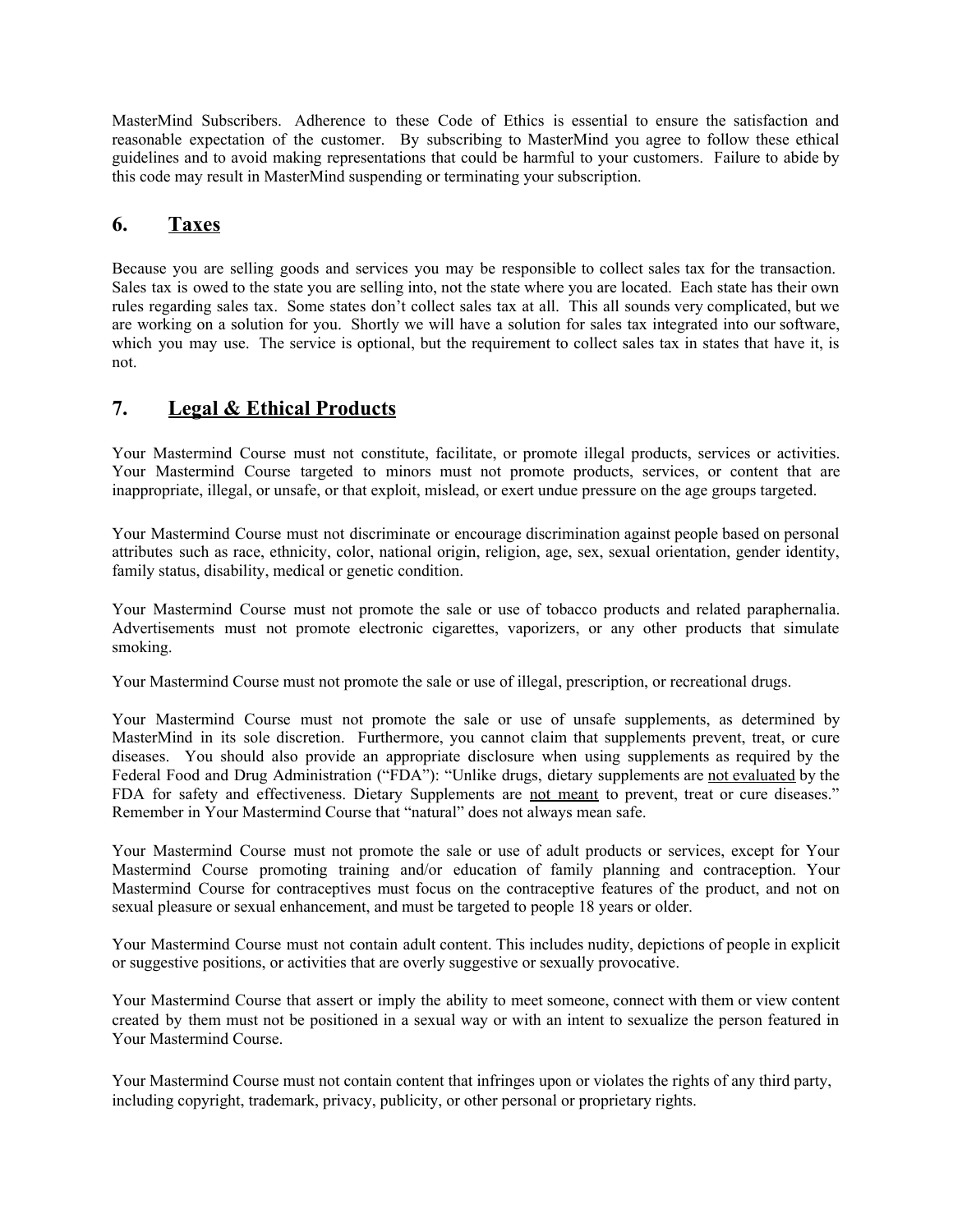MasterMind Subscribers. Adherence to these Code of Ethics is essential to ensure the satisfaction and reasonable expectation of the customer. By subscribing to MasterMind you agree to follow these ethical guidelines and to avoid making representations that could be harmful to your customers. Failure to abide by this code may result in MasterMind suspending or terminating your subscription.

## 6. Taxes

Because you are selling goods and services you may be responsible to collect sales tax for the transaction. Sales tax is owed to the state you are selling into, not the state where you are located. Each state has their own rules regarding sales tax. Some states don't collect sales tax at all. This all sounds very complicated, but we are working on a solution for you. Shortly we will have a solution for sales tax integrated into our software, which you may use. The service is optional, but the requirement to collect sales tax in states that have it, is not.

## 7. Legal & Ethical Products

Your Mastermind Course must not constitute, facilitate, or promote illegal products, services or activities. Your Mastermind Course targeted to minors must not promote products, services, or content that are inappropriate, illegal, or unsafe, or that exploit, mislead, or exert undue pressure on the age groups targeted.

Your Mastermind Course must not discriminate or encourage discrimination against people based on personal attributes such as race, ethnicity, color, national origin, religion, age, sex, sexual orientation, gender identity, family status, disability, medical or genetic condition.

Your Mastermind Course must not promote the sale or use of tobacco products and related paraphernalia. Advertisements must not promote electronic cigarettes, vaporizers, or any other products that simulate smoking.

Your Mastermind Course must not promote the sale or use of illegal, prescription, or recreational drugs.

Your Mastermind Course must not promote the sale or use of unsafe supplements, as determined by MasterMind in its sole discretion. Furthermore, you cannot claim that supplements prevent, treat, or cure diseases. You should also provide an appropriate disclosure when using supplements as required by the Federal Food and Drug Administration ("FDA"): "Unlike drugs, dietary supplements are not evaluated by the FDA for safety and effectiveness. Dietary Supplements are not meant to prevent, treat or cure diseases." Remember in Your Mastermind Course that "natural" does not always mean safe.

Your Mastermind Course must not promote the sale or use of adult products or services, except for Your Mastermind Course promoting training and/or education of family planning and contraception. Your Mastermind Course for contraceptives must focus on the contraceptive features of the product, and not on sexual pleasure or sexual enhancement, and must be targeted to people 18 years or older.

Your Mastermind Course must not contain adult content. This includes nudity, depictions of people in explicit or suggestive positions, or activities that are overly suggestive or sexually provocative.

Your Mastermind Course that assert or imply the ability to meet someone, connect with them or view content created by them must not be positioned in a sexual way or with an intent to sexualize the person featured in Your Mastermind Course.

Your Mastermind Course must not contain content that infringes upon or violates the rights of any third party, including copyright, trademark, privacy, publicity, or other personal or proprietary rights.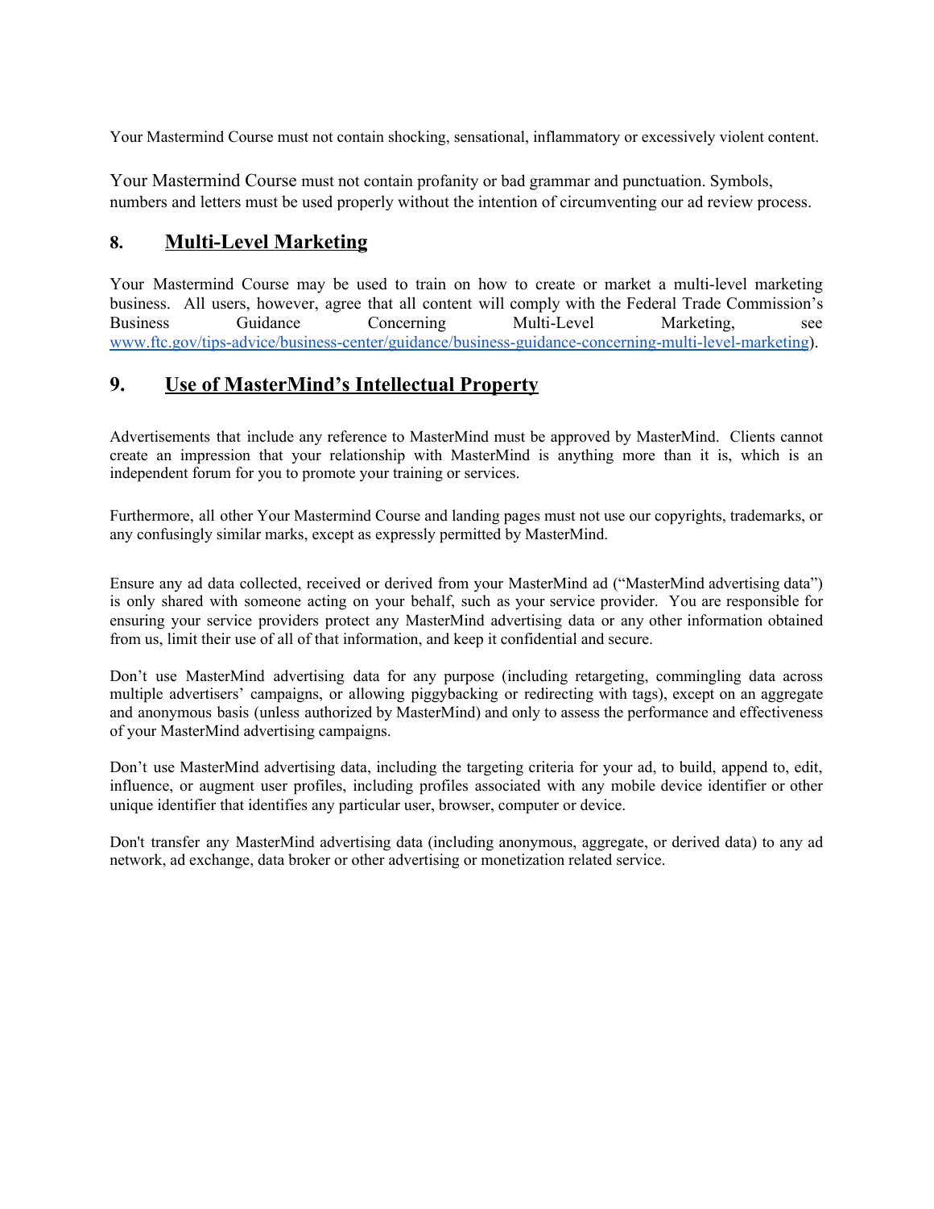Your Mastermind Course must not contain shocking, sensational, inflammatory or excessively violent content.

Your Mastermind Course must not contain profanity or bad grammar and punctuation. Symbols, numbers and letters must be used properly without the intention of circumventing our ad review process.

## 8. Multi-Level Marketing

Your Mastermind Course may be used to train on how to create or market a multi-level marketing business. All users, however, agree that all content will comply with the Federal Trade Commission's Business Guidance Concerning Multi-Level Marketing, see www.ftc.gov/tips-advice/business-center/guidance/business-guidance-concerning-multi-level-marketing).

## 9. Use of MasterMind's Intellectual Property

Advertisements that include any reference to MasterMind must be approved by MasterMind. Clients cannot create an impression that your relationship with MasterMind is anything more than it is, which is an independent forum for you to promote your training or services.

Furthermore, all other Your Mastermind Course and landing pages must not use our copyrights, trademarks, or any confusingly similar marks, except as expressly permitted by MasterMind.

Ensure any ad data collected, received or derived from your MasterMind ad ("MasterMind advertising data") is only shared with someone acting on your behalf, such as your service provider. You are responsible for ensuring your service providers protect any MasterMind advertising data or any other information obtained from us, limit their use of all of that information, and keep it confidential and secure.

Don't use MasterMind advertising data for any purpose (including retargeting, commingling data across multiple advertisers' campaigns, or allowing piggybacking or redirecting with tags), except on an aggregate and anonymous basis (unless authorized by MasterMind) and only to assess the performance and effectiveness of your MasterMind advertising campaigns.

Don't use MasterMind advertising data, including the targeting criteria for your ad, to build, append to, edit, influence, or augment user profiles, including profiles associated with any mobile device identifier or other unique identifier that identifies any particular user, browser, computer or device.

Don't transfer any MasterMind advertising data (including anonymous, aggregate, or derived data) to any ad network, ad exchange, data broker or other advertising or monetization related service.